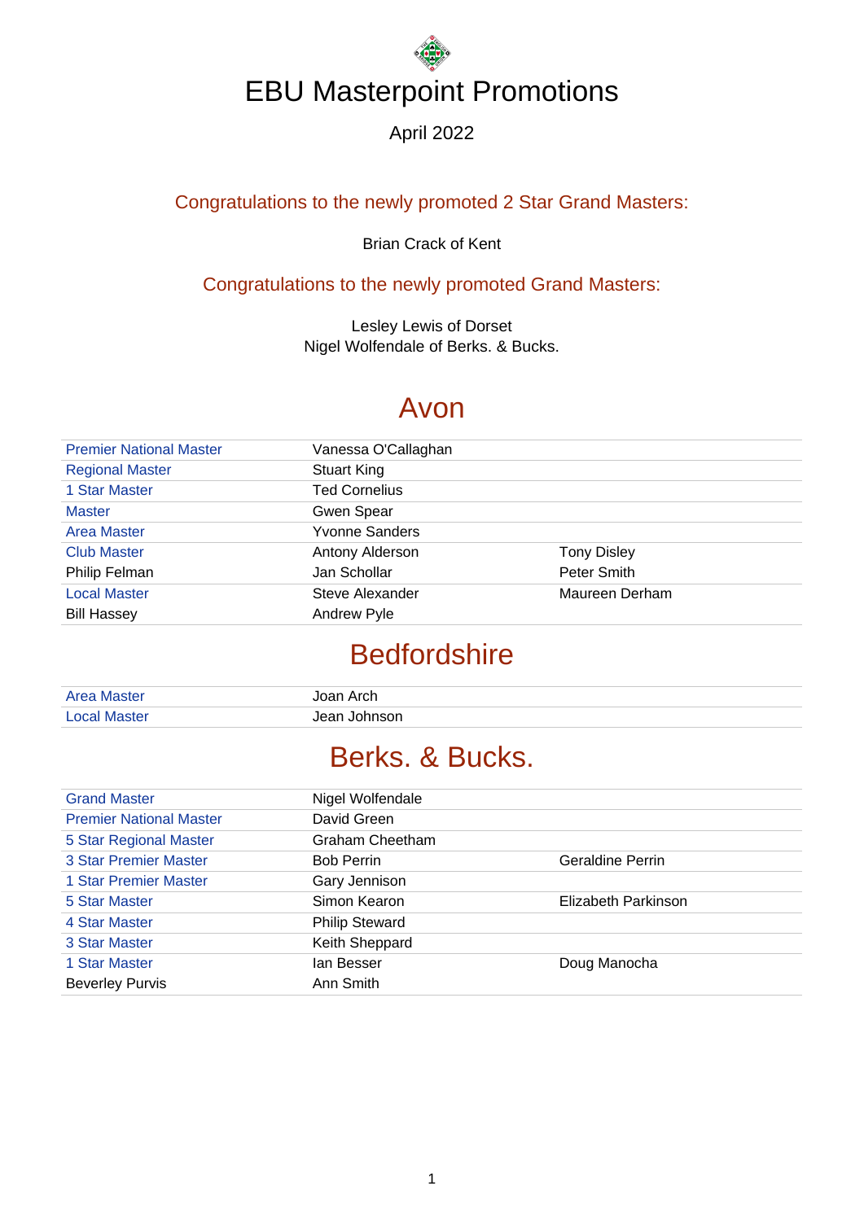# EBU Masterpoint Promotions

April 2022

## Congratulations to the newly promoted 2 Star Grand Masters:

Brian Crack of Kent

## Congratulations to the newly promoted Grand Masters:

Lesley Lewis of Dorset
Nigel Wolfendale of Berks. & Bucks.

## Avon

| | | |
|---|---|---|
| Premier National Master | Vanessa O'Callaghan | |
| Regional Master | Stuart King | |
| 1 Star Master | Ted Cornelius | |
| Master | Gwen Spear | |
| Area Master | Yvonne Sanders | |
| Club Master | Antony Alderson | Tony Disley |
| Philip Felman | Jan Schollar | Peter Smith |
| Local Master | Steve Alexander | Maureen Derham |
| Bill Hassey | Andrew Pyle | |

## Bedfordshire

| | |
|---|---|
| Area Master | Joan Arch |
| Local Master | Jean Johnson |

## Berks. & Bucks.

| | | |
|---|---|---|
| Grand Master | Nigel Wolfendale | |
| Premier National Master | David Green | |
| 5 Star Regional Master | Graham Cheetham | |
| 3 Star Premier Master | Bob Perrin | Geraldine Perrin |
| 1 Star Premier Master | Gary Jennison | |
| 5 Star Master | Simon Kearon | Elizabeth Parkinson |
| 4 Star Master | Philip Steward | |
| 3 Star Master | Keith Sheppard | |
| 1 Star Master | Ian Besser | Doug Manocha |
| Beverley Purvis | Ann Smith | |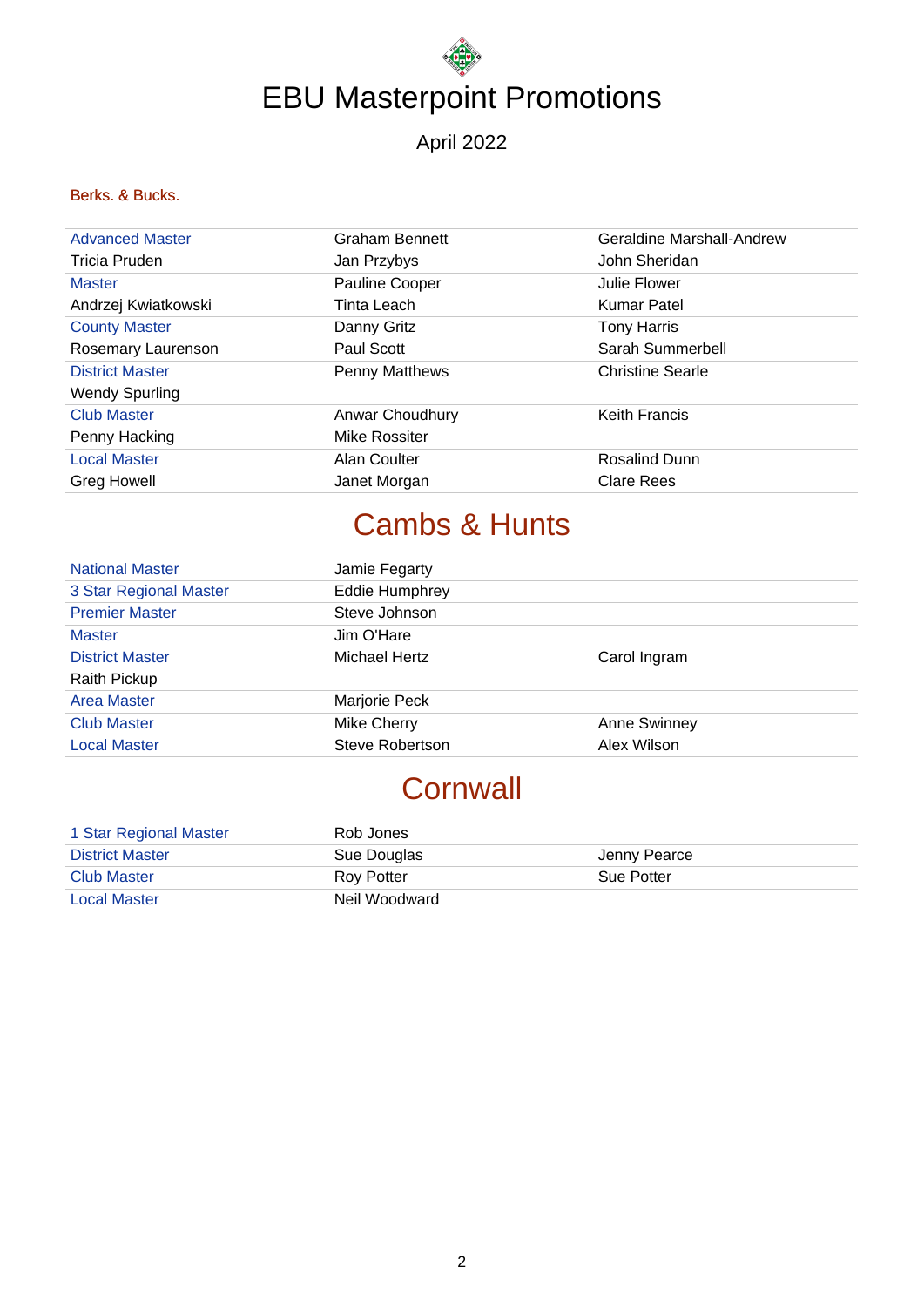# EBU Masterpoint Promotions

April 2022

## Berks. & Bucks.

| | | |
|---|---|---|
| Advanced Master | Graham Bennett | Geraldine Marshall-Andrew |
| Tricia Pruden | Jan Przybys | John Sheridan |
| Master | Pauline Cooper | Julie Flower |
| Andrzej Kwiatkowski | Tinta Leach | Kumar Patel |
| County Master | Danny Gritz | Tony Harris |
| Rosemary Laurenson | Paul Scott | Sarah Summerbell |
| District Master | Penny Matthews | Christine Searle |
| Wendy Spurling | | |
| Club Master | Anwar Choudhury | Keith Francis |
| Penny Hacking | Mike Rossiter | |
| Local Master | Alan Coulter | Rosalind Dunn |
| Greg Howell | Janet Morgan | Clare Rees |

## Cambs & Hunts

| | | |
|---|---|---|
| National Master | Jamie Fegarty | |
| 3 Star Regional Master | Eddie Humphrey | |
| Premier Master | Steve Johnson | |
| Master | Jim O'Hare | |
| District Master | Michael Hertz | Carol Ingram |
| Raith Pickup | | |
| Area Master | Marjorie Peck | |
| Club Master | Mike Cherry | Anne Swinney |
| Local Master | Steve Robertson | Alex Wilson |

## Cornwall

| | | |
|---|---|---|
| 1 Star Regional Master | Rob Jones | |
| District Master | Sue Douglas | Jenny Pearce |
| Club Master | Roy Potter | Sue Potter |
| Local Master | Neil Woodward | |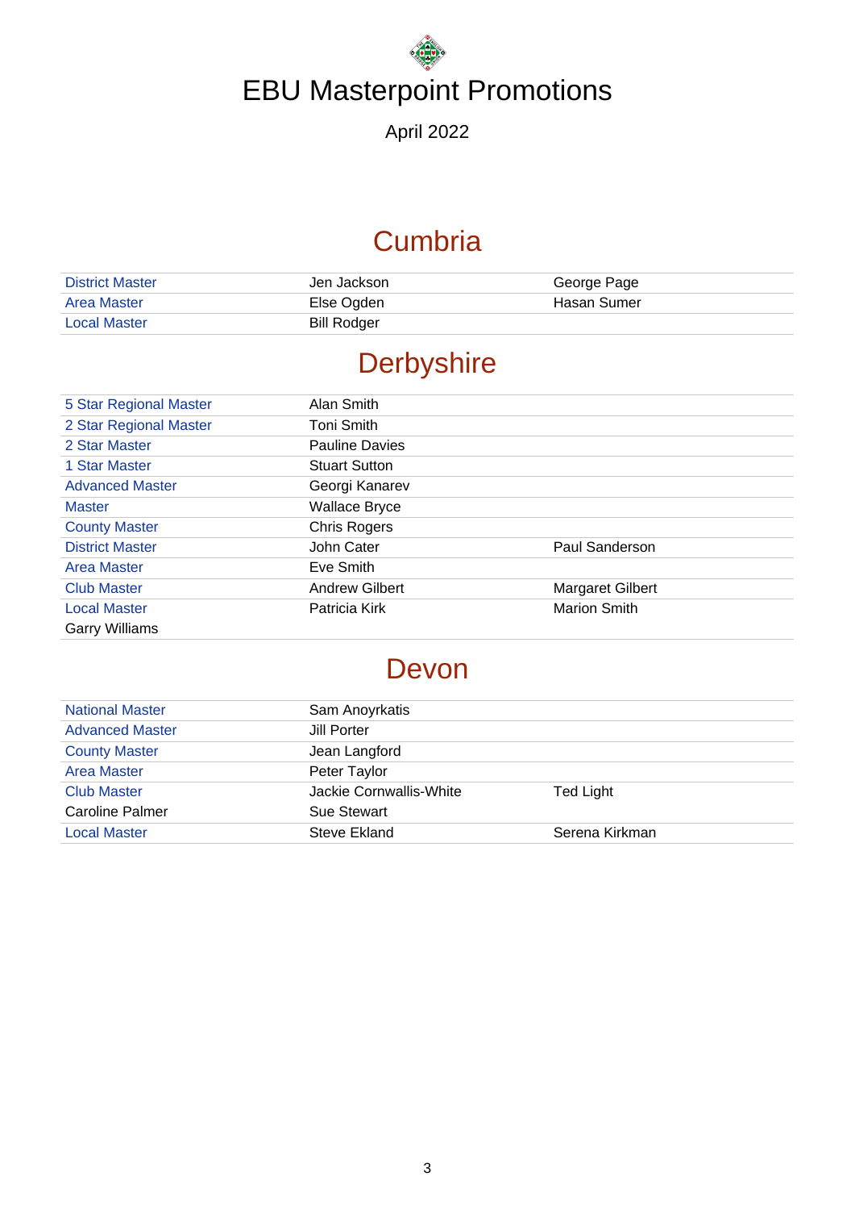# EBU Masterpoint Promotions

April 2022

## Cumbria

| | | |
|---|---|---|
| District Master | Jen Jackson | George Page |
| Area Master | Else Ogden | Hasan Sumer |
| Local Master | Bill Rodger | |

## Derbyshire

| | | |
|---|---|---|
| 5 Star Regional Master | Alan Smith | |
| 2 Star Regional Master | Toni Smith | |
| 2 Star Master | Pauline Davies | |
| 1 Star Master | Stuart Sutton | |
| Advanced Master | Georgi Kanarev | |
| Master | Wallace Bryce | |
| County Master | Chris Rogers | |
| District Master | John Cater | Paul Sanderson |
| Area Master | Eve Smith | |
| Club Master | Andrew Gilbert | Margaret Gilbert |
| Local Master | Patricia Kirk | Marion Smith |
| Garry Williams | | |

## Devon

| | | |
|---|---|---|
| National Master | Sam Anoyrkatis | |
| Advanced Master | Jill Porter | |
| County Master | Jean Langford | |
| Area Master | Peter Taylor | |
| Club Master | Jackie Cornwallis-White | Ted Light |
| Caroline Palmer | Sue Stewart | |
| Local Master | Steve Ekland | Serena Kirkman |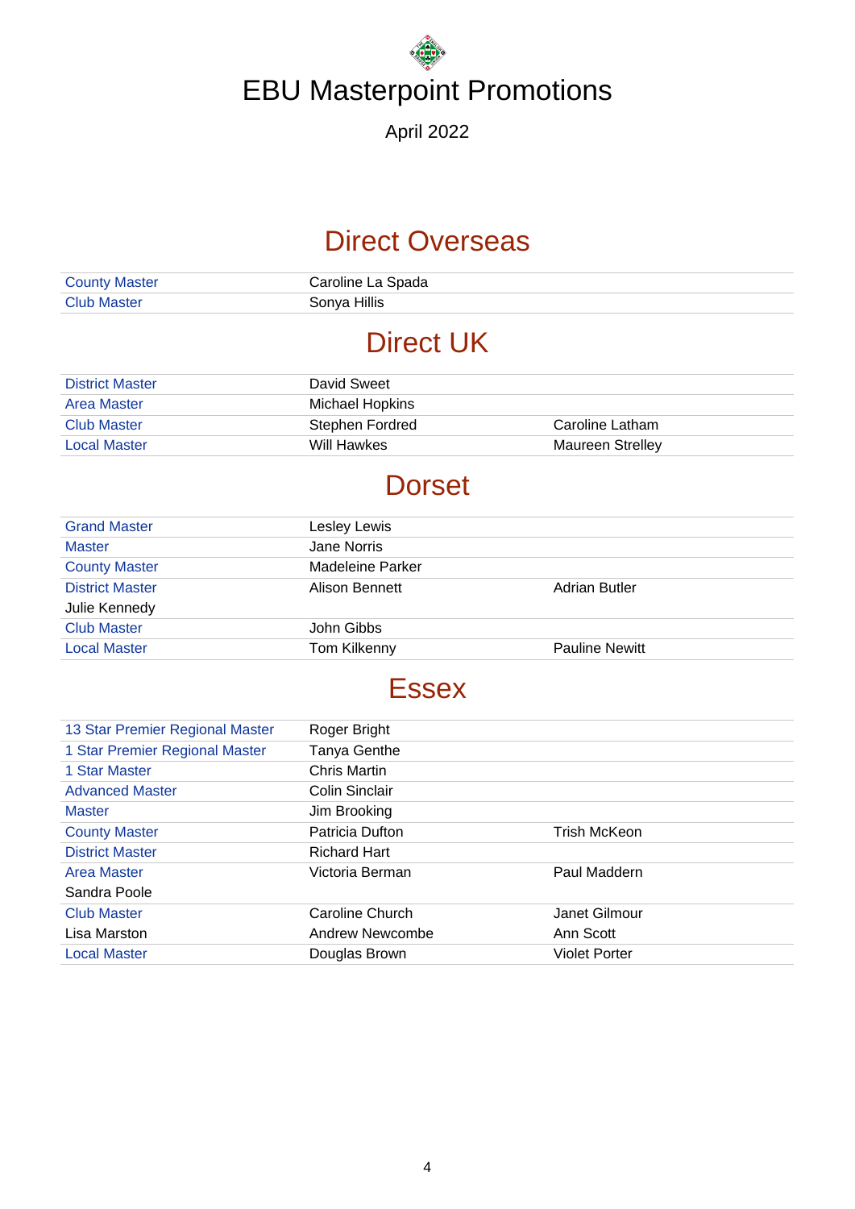# EBU Masterpoint Promotions

April 2022

## Direct Overseas

| | | |
|---|---|---|
| County Master | Caroline La Spada | |
| Club Master | Sonya Hillis | |

## Direct UK

| | | |
|---|---|---|
| District Master | David Sweet | |
| Area Master | Michael Hopkins | |
| Club Master | Stephen Fordred | Caroline Latham |
| Local Master | Will Hawkes | Maureen Strelley |

## Dorset

| | | |
|---|---|---|
| Grand Master | Lesley Lewis | |
| Master | Jane Norris | |
| County Master | Madeleine Parker | |
| District Master | Alison Bennett | Adrian Butler |
| Julie Kennedy | | |
| Club Master | John Gibbs | |
| Local Master | Tom Kilkenny | Pauline Newitt |

## Essex

| | | |
|---|---|---|
| 13 Star Premier Regional Master | Roger Bright | |
| 1 Star Premier Regional Master | Tanya Genthe | |
| 1 Star Master | Chris Martin | |
| Advanced Master | Colin Sinclair | |
| Master | Jim Brooking | |
| County Master | Patricia Dufton | Trish McKeon |
| District Master | Richard Hart | |
| Area Master | Victoria Berman | Paul Maddern |
| Sandra Poole | | |
| Club Master | Caroline Church | Janet Gilmour |
| Lisa Marston | Andrew Newcombe | Ann Scott |
| Local Master | Douglas Brown | Violet Porter |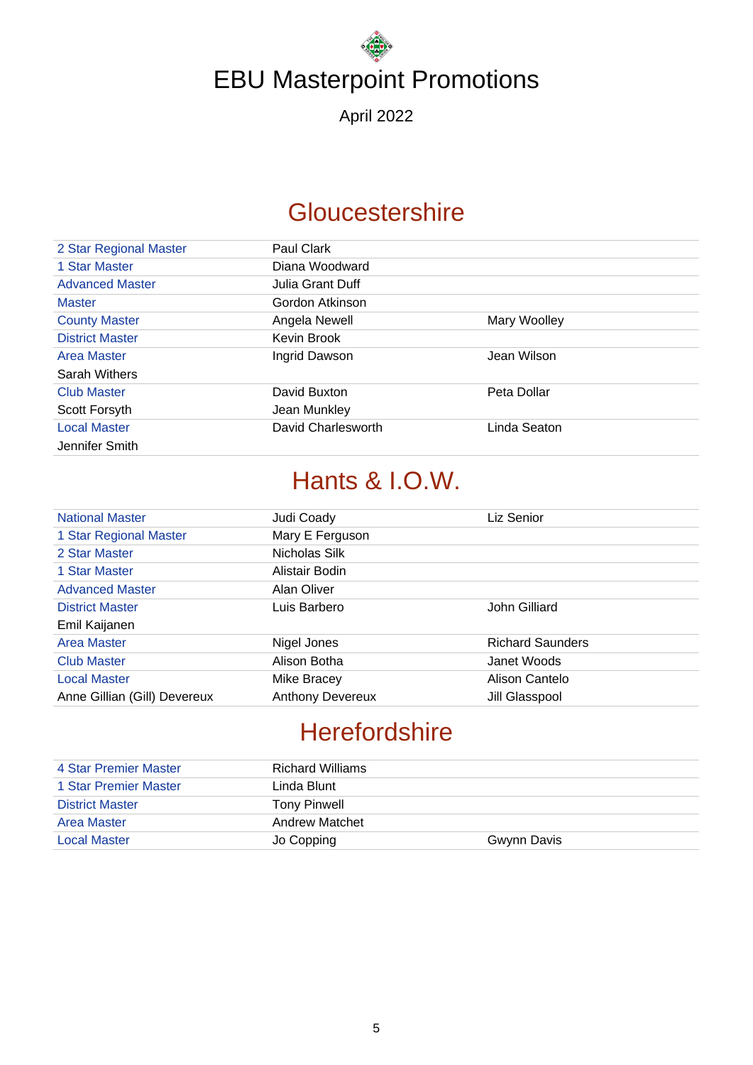# EBU Masterpoint Promotions

April 2022

## Gloucestershire

| | | |
|---|---|---|
| 2 Star Regional Master | Paul Clark | |
| 1 Star Master | Diana Woodward | |
| Advanced Master | Julia Grant Duff | |
| Master | Gordon Atkinson | |
| County Master | Angela Newell | Mary Woolley |
| District Master | Kevin Brook | |
| Area Master | Ingrid Dawson | Jean Wilson |
| Sarah Withers | | |
| Club Master | David Buxton | Peta Dollar |
| Scott Forsyth | Jean Munkley | |
| Local Master | David Charlesworth | Linda Seaton |
| Jennifer Smith | | |

## Hants & I.O.W.

| | | |
|---|---|---|
| National Master | Judi Coady | Liz Senior |
| 1 Star Regional Master | Mary E Ferguson | |
| 2 Star Master | Nicholas Silk | |
| 1 Star Master | Alistair Bodin | |
| Advanced Master | Alan Oliver | |
| District Master | Luis Barbero | John Gilliard |
| Emil Kaijanen | | |
| Area Master | Nigel Jones | Richard Saunders |
| Club Master | Alison Botha | Janet Woods |
| Local Master | Mike Bracey | Alison Cantelo |
| Anne Gillian (Gill) Devereux | Anthony Devereux | Jill Glasspool |

## Herefordshire

| | | |
|---|---|---|
| 4 Star Premier Master | Richard Williams | |
| 1 Star Premier Master | Linda Blunt | |
| District Master | Tony Pinwell | |
| Area Master | Andrew Matchet | |
| Local Master | Jo Copping | Gwynn Davis |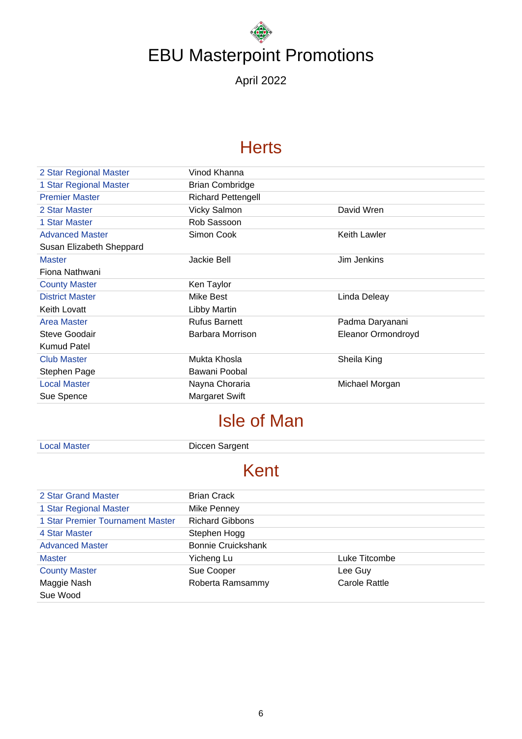# EBU Masterpoint Promotions

April 2022

## Herts

| | | |
|---|---|---|
| 2 Star Regional Master | Vinod Khanna | |
| 1 Star Regional Master | Brian Combridge | |
| Premier Master | Richard Pettengell | |
| 2 Star Master | Vicky Salmon | David Wren |
| 1 Star Master | Rob Sassoon | |
| Advanced Master | Simon Cook | Keith Lawler |
| Susan Elizabeth Sheppard | | |
| Master | Jackie Bell | Jim Jenkins |
| Fiona Nathwani | | |
| County Master | Ken Taylor | |
| District Master | Mike Best | Linda Deleay |
| Keith Lovatt | Libby Martin | |
| Area Master | Rufus Barnett | Padma Daryanani |
| Steve Goodair | Barbara Morrison | Eleanor Ormondroyd |
| Kumud Patel | | |
| Club Master | Mukta Khosla | Sheila King |
| Stephen Page | Bawani Poobal | |
| Local Master | Nayna Choraria | Michael Morgan |
| Sue Spence | Margaret Swift | |

## Isle of Man

| | |
|---|---|
| Local Master | Diccen Sargent |

## Kent

| | | |
|---|---|---|
| 2 Star Grand Master | Brian Crack | |
| 1 Star Regional Master | Mike Penney | |
| 1 Star Premier Tournament Master | Richard Gibbons | |
| 4 Star Master | Stephen Hogg | |
| Advanced Master | Bonnie Cruickshank | |
| Master | Yicheng Lu | Luke Titcombe |
| County Master | Sue Cooper | Lee Guy |
| Maggie Nash | Roberta Ramsammy | Carole Rattle |
| Sue Wood | | |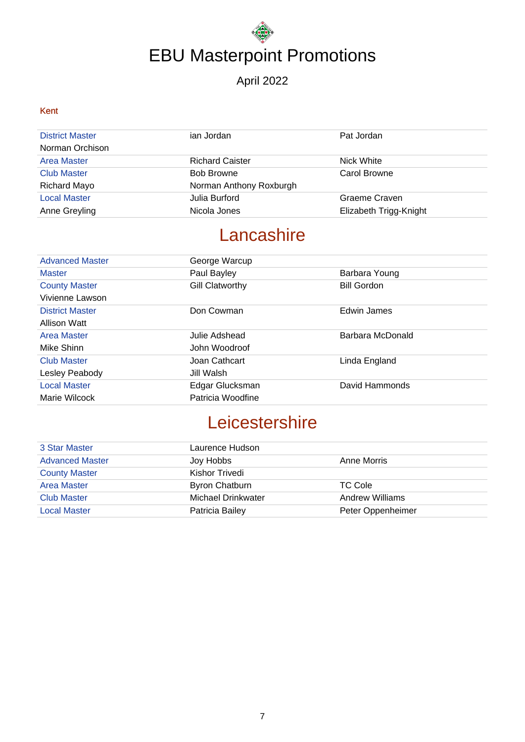# EBU Masterpoint Promotions

April 2022

Kent

| | | |
|---|---|---|
| District Master | ian Jordan | Pat Jordan |
| Norman Orchison | | |
| Area Master | Richard Caister | Nick White |
| Club Master | Bob Browne | Carol Browne |
| Richard Mayo | Norman Anthony Roxburgh | |
| Local Master | Julia Burford | Graeme Craven |
| Anne Greyling | Nicola Jones | Elizabeth Trigg-Knight |

## Lancashire

| | | |
|---|---|---|
| Advanced Master | George Warcup | |
| Master | Paul Bayley | Barbara Young |
| County Master | Gill Clatworthy | Bill Gordon |
| Vivienne Lawson | | |
| District Master | Don Cowman | Edwin James |
| Allison Watt | | |
| Area Master | Julie Adshead | Barbara McDonald |
| Mike Shinn | John Woodroof | |
| Club Master | Joan Cathcart | Linda England |
| Lesley Peabody | Jill Walsh | |
| Local Master | Edgar Glucksman | David Hammonds |
| Marie Wilcock | Patricia Woodfine | |

## Leicestershire

| | | |
|---|---|---|
| 3 Star Master | Laurence Hudson | |
| Advanced Master | Joy Hobbs | Anne Morris |
| County Master | Kishor Trivedi | |
| Area Master | Byron Chatburn | TC Cole |
| Club Master | Michael Drinkwater | Andrew Williams |
| Local Master | Patricia Bailey | Peter Oppenheimer |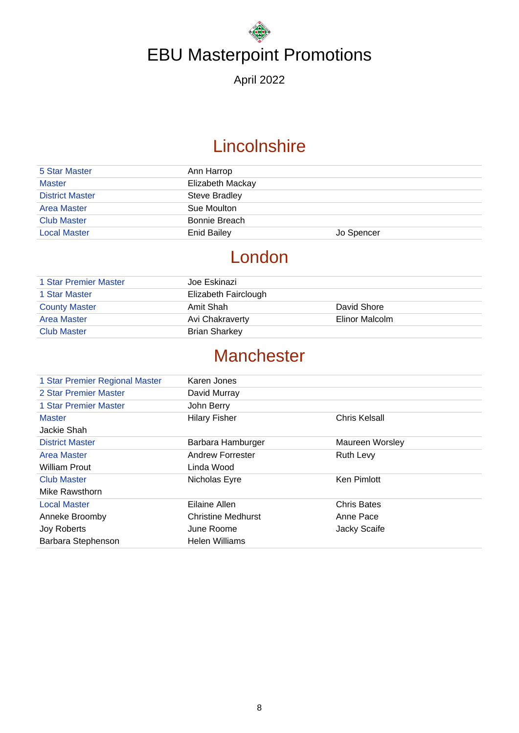# EBU Masterpoint Promotions

April 2022

## Lincolnshire

| | | |
|---|---|---|
| 5 Star Master | Ann Harrop | |
| Master | Elizabeth Mackay | |
| District Master | Steve Bradley | |
| Area Master | Sue Moulton | |
| Club Master | Bonnie Breach | |
| Local Master | Enid Bailey | Jo Spencer |

## London

| | | |
|---|---|---|
| 1 Star Premier Master | Joe Eskinazi | |
| 1 Star Master | Elizabeth Fairclough | |
| County Master | Amit Shah | David Shore |
| Area Master | Avi Chakraverty | Elinor Malcolm |
| Club Master | Brian Sharkey | |

## Manchester

| | | |
|---|---|---|
| 1 Star Premier Regional Master | Karen Jones | |
| 2 Star Premier Master | David Murray | |
| 1 Star Premier Master | John Berry | |
| Master | Hilary Fisher | Chris Kelsall |
| Jackie Shah | | |
| District Master | Barbara Hamburger | Maureen Worsley |
| Area Master | Andrew Forrester | Ruth Levy |
| William Prout | Linda Wood | |
| Club Master | Nicholas Eyre | Ken Pimlott |
| Mike Rawsthorn | | |
| Local Master | Eilaine Allen | Chris Bates |
| Anneke Broomby | Christine Medhurst | Anne Pace |
| Joy Roberts | June Roome | Jacky Scaife |
| Barbara Stephenson | Helen Williams | |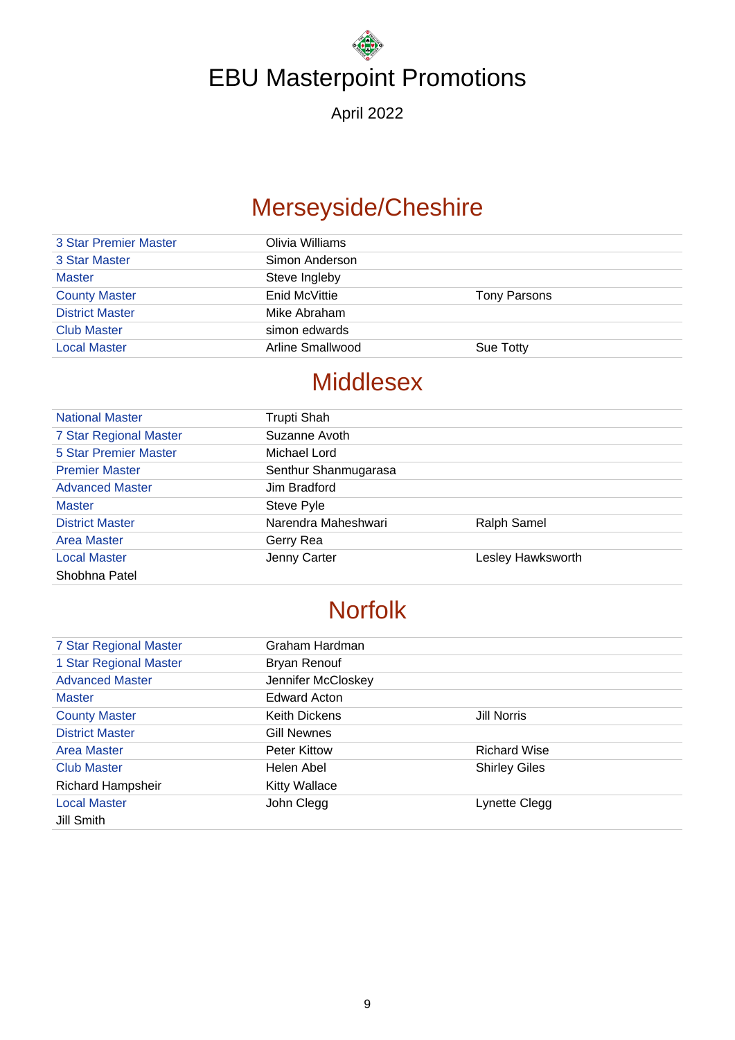# EBU Masterpoint Promotions

April 2022

## Merseyside/Cheshire

| | | |
|---|---|---|
| 3 Star Premier Master | Olivia Williams | |
| 3 Star Master | Simon Anderson | |
| Master | Steve Ingleby | |
| County Master | Enid McVittie | Tony Parsons |
| District Master | Mike Abraham | |
| Club Master | simon edwards | |
| Local Master | Arline Smallwood | Sue Totty |

## Middlesex

| | | |
|---|---|---|
| National Master | Trupti Shah | |
| 7 Star Regional Master | Suzanne Avoth | |
| 5 Star Premier Master | Michael Lord | |
| Premier Master | Senthur Shanmugarasa | |
| Advanced Master | Jim Bradford | |
| Master | Steve Pyle | |
| District Master | Narendra Maheshwari | Ralph Samel |
| Area Master | Gerry Rea | |
| Local Master | Jenny Carter | Lesley Hawksworth |
| Shobhna Patel | | |

## Norfolk

| | | |
|---|---|---|
| 7 Star Regional Master | Graham Hardman | |
| 1 Star Regional Master | Bryan Renouf | |
| Advanced Master | Jennifer McCloskey | |
| Master | Edward Acton | |
| County Master | Keith Dickens | Jill Norris |
| District Master | Gill Newnes | |
| Area Master | Peter Kittow | Richard Wise |
| Club Master | Helen Abel | Shirley Giles |
| Richard Hampsheir | Kitty Wallace | |
| Local Master | John Clegg | Lynette Clegg |
| Jill Smith | | |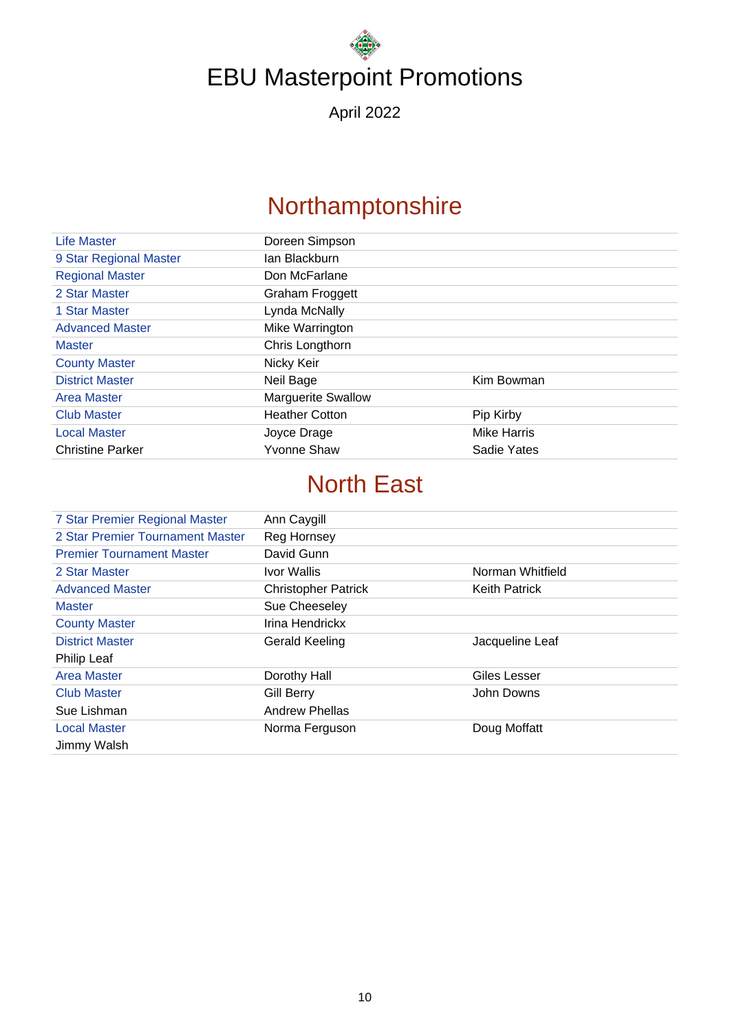# EBU Masterpoint Promotions

April 2022

## Northamptonshire

| | | |
|---|---|---|
| Life Master | Doreen Simpson | |
| 9 Star Regional Master | Ian Blackburn | |
| Regional Master | Don McFarlane | |
| 2 Star Master | Graham Froggett | |
| 1 Star Master | Lynda McNally | |
| Advanced Master | Mike Warrington | |
| Master | Chris Longthorn | |
| County Master | Nicky Keir | |
| District Master | Neil Bage | Kim Bowman |
| Area Master | Marguerite Swallow | |
| Club Master | Heather Cotton | Pip Kirby |
| Local Master | Joyce Drage | Mike Harris |
| Christine Parker | Yvonne Shaw | Sadie Yates |

## North East

| | | |
|---|---|---|
| 7 Star Premier Regional Master | Ann Caygill | |
| 2 Star Premier Tournament Master | Reg Hornsey | |
| Premier Tournament Master | David Gunn | |
| 2 Star Master | Ivor Wallis | Norman Whitfield |
| Advanced Master | Christopher Patrick | Keith Patrick |
| Master | Sue Cheeseley | |
| County Master | Irina Hendrickx | |
| District Master | Gerald Keeling | Jacqueline Leaf |
| Philip Leaf | | |
| Area Master | Dorothy Hall | Giles Lesser |
| Club Master | Gill Berry | John Downs |
| Sue Lishman | Andrew Phellas | |
| Local Master | Norma Ferguson | Doug Moffatt |
| Jimmy Walsh | | |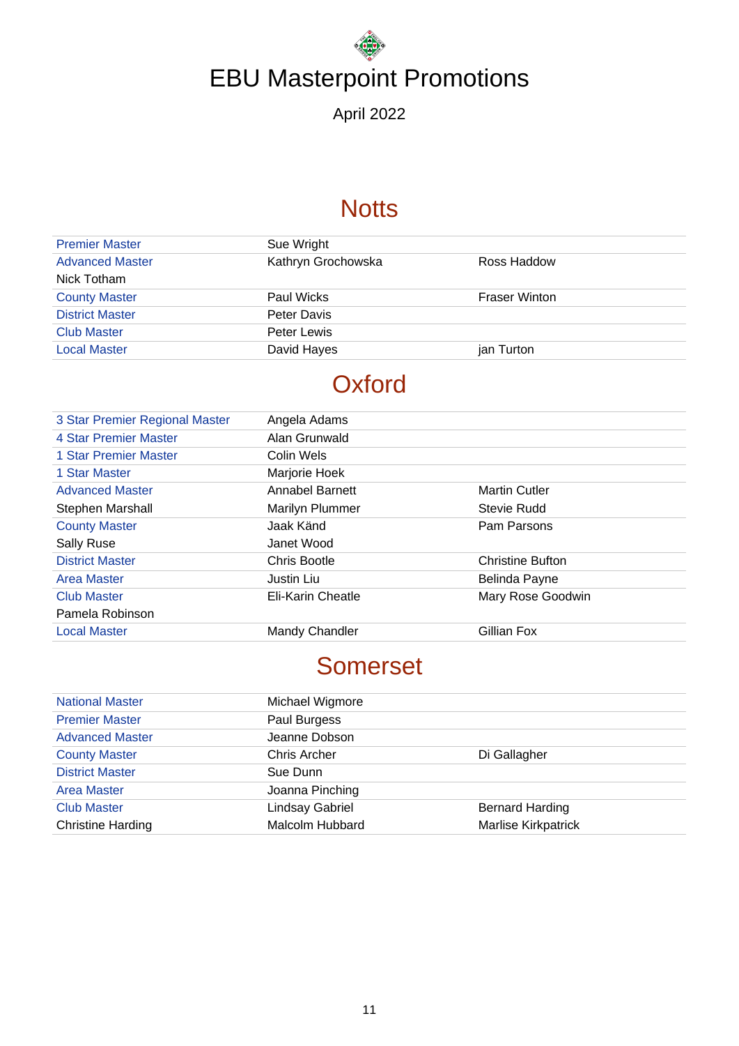# EBU Masterpoint Promotions

April 2022

## Notts

| | | |
|---|---|---|
| Premier Master | Sue Wright | |
| Advanced Master | Kathryn Grochowska | Ross Haddow |
| Nick Totham | | |
| County Master | Paul Wicks | Fraser Winton |
| District Master | Peter Davis | |
| Club Master | Peter Lewis | |
| Local Master | David Hayes | jan Turton |

## Oxford

| | | |
|---|---|---|
| 3 Star Premier Regional Master | Angela Adams | |
| 4 Star Premier Master | Alan Grunwald | |
| 1 Star Premier Master | Colin Wels | |
| 1 Star Master | Marjorie Hoek | |
| Advanced Master | Annabel Barnett | Martin Cutler |
| Stephen Marshall | Marilyn Plummer | Stevie Rudd |
| County Master | Jaak Känd | Pam Parsons |
| Sally Ruse | Janet Wood | |
| District Master | Chris Bootle | Christine Bufton |
| Area Master | Justin Liu | Belinda Payne |
| Club Master | Eli-Karin Cheatle | Mary Rose Goodwin |
| Pamela Robinson | | |
| Local Master | Mandy Chandler | Gillian Fox |

## Somerset

| | | |
|---|---|---|
| National Master | Michael Wigmore | |
| Premier Master | Paul Burgess | |
| Advanced Master | Jeanne Dobson | |
| County Master | Chris Archer | Di Gallagher |
| District Master | Sue Dunn | |
| Area Master | Joanna Pinching | |
| Club Master | Lindsay Gabriel | Bernard Harding |
| Christine Harding | Malcolm Hubbard | Marlise Kirkpatrick |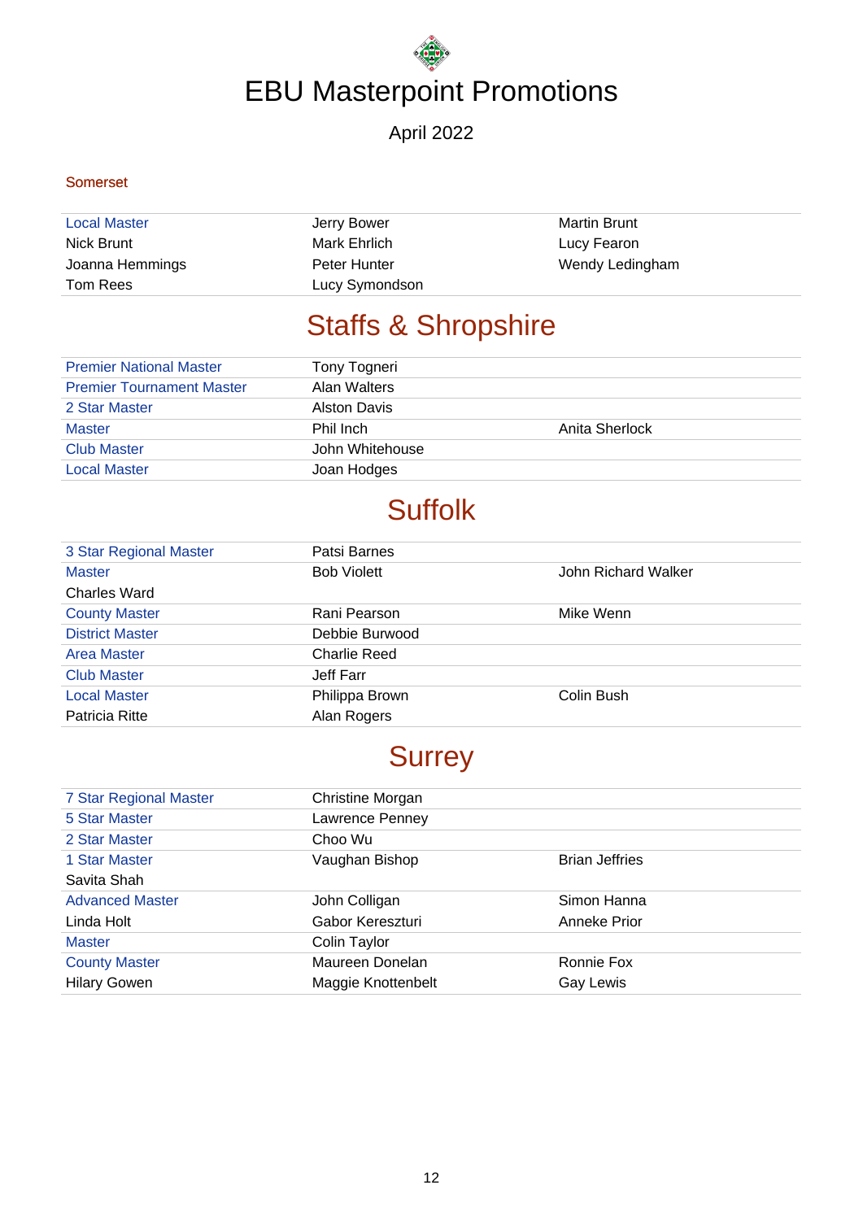# EBU Masterpoint Promotions

April 2022

Somerset

| | | |
|---|---|---|
| Local Master | Jerry Bower | Martin Brunt |
| Nick Brunt | Mark Ehrlich | Lucy Fearon |
| Joanna Hemmings | Peter Hunter | Wendy Ledingham |
| Tom Rees | Lucy Symondson | |

## Staffs & Shropshire

| | | |
|---|---|---|
| Premier National Master | Tony Togneri | |
| Premier Tournament Master | Alan Walters | |
| 2 Star Master | Alston Davis | |
| Master | Phil Inch | Anita Sherlock |
| Club Master | John Whitehouse | |
| Local Master | Joan Hodges | |

## Suffolk

| | | |
|---|---|---|
| 3 Star Regional Master | Patsi Barnes | |
| Master | Bob Violett | John Richard Walker |
| Charles Ward | | |
| County Master | Rani Pearson | Mike Wenn |
| District Master | Debbie Burwood | |
| Area Master | Charlie Reed | |
| Club Master | Jeff Farr | |
| Local Master | Philippa Brown | Colin Bush |
| Patricia Ritte | Alan Rogers | |

## Surrey

| | | |
|---|---|---|
| 7 Star Regional Master | Christine Morgan | |
| 5 Star Master | Lawrence Penney | |
| 2 Star Master | Choo Wu | |
| 1 Star Master | Vaughan Bishop | Brian Jeffries |
| Savita Shah | | |
| Advanced Master | John Colligan | Simon Hanna |
| Linda Holt | Gabor Kereszturi | Anneke Prior |
| Master | Colin Taylor | |
| County Master | Maureen Donelan | Ronnie Fox |
| Hilary Gowen | Maggie Knottenbelt | Gay Lewis |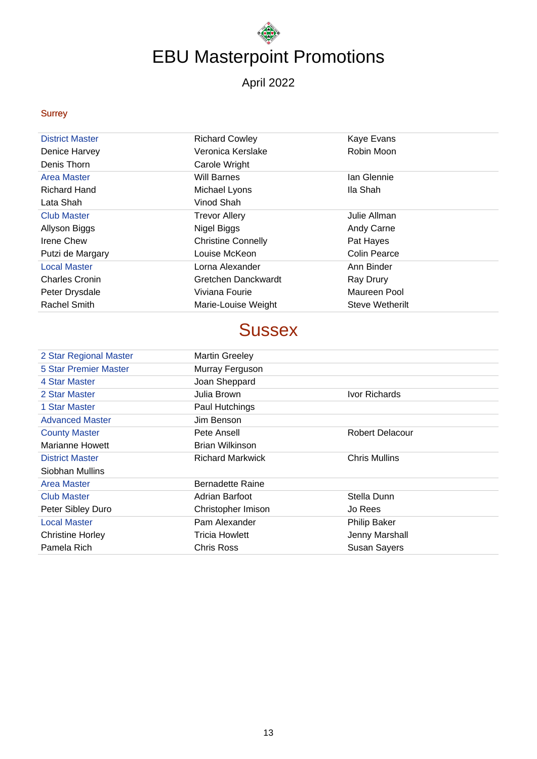# EBU Masterpoint Promotions

April 2022

## Surrey

| | | |
|---|---|---|
| District Master | Richard Cowley | Kaye Evans |
| Denice Harvey | Veronica Kerslake | Robin Moon |
| Denis Thorn | Carole Wright | |
| Area Master | Will Barnes | Ian Glennie |
| Richard Hand | Michael Lyons | Ila Shah |
| Lata Shah | Vinod Shah | |
| Club Master | Trevor Allery | Julie Allman |
| Allyson Biggs | Nigel Biggs | Andy Carne |
| Irene Chew | Christine Connelly | Pat Hayes |
| Putzi de Margary | Louise McKeon | Colin Pearce |
| Local Master | Lorna Alexander | Ann Binder |
| Charles Cronin | Gretchen Danckwardt | Ray Drury |
| Peter Drysdale | Viviana Fourie | Maureen Pool |
| Rachel Smith | Marie-Louise Weight | Steve Wetherilt |

## Sussex

| | | |
|---|---|---|
| 2 Star Regional Master | Martin Greeley | |
| 5 Star Premier Master | Murray Ferguson | |
| 4 Star Master | Joan Sheppard | |
| 2 Star Master | Julia Brown | Ivor Richards |
| 1 Star Master | Paul Hutchings | |
| Advanced Master | Jim Benson | |
| County Master | Pete Ansell | Robert Delacour |
| Marianne Howett | Brian Wilkinson | |
| District Master | Richard Markwick | Chris Mullins |
| Siobhan Mullins | | |
| Area Master | Bernadette Raine | |
| Club Master | Adrian Barfoot | Stella Dunn |
| Peter Sibley Duro | Christopher Imison | Jo Rees |
| Local Master | Pam Alexander | Philip Baker |
| Christine Horley | Tricia Howlett | Jenny Marshall |
| Pamela Rich | Chris Ross | Susan Sayers |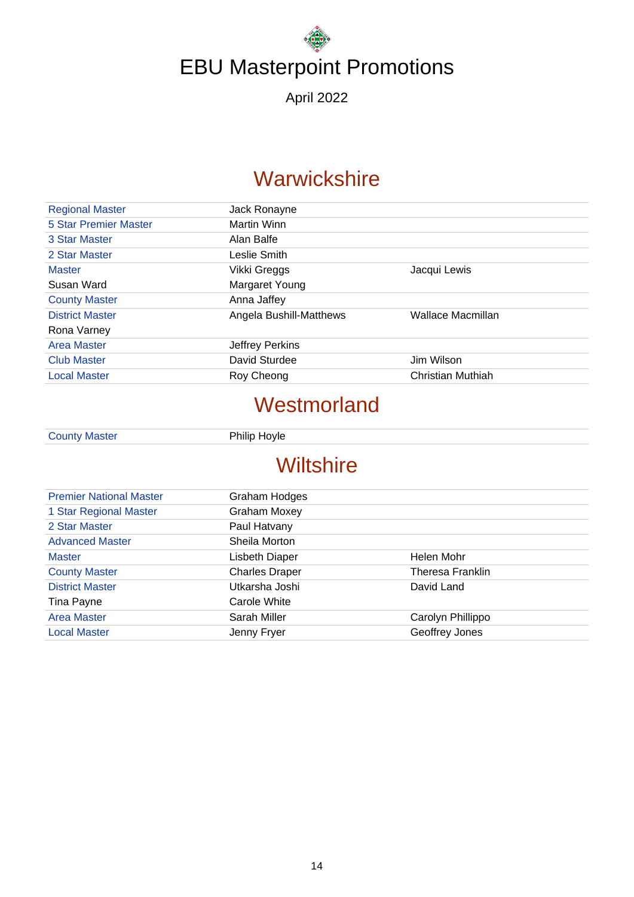# EBU Masterpoint Promotions

April 2022

## Warwickshire

| | | |
|---|---|---|
| Regional Master | Jack Ronayne | |
| 5 Star Premier Master | Martin Winn | |
| 3 Star Master | Alan Balfe | |
| 2 Star Master | Leslie Smith | |
| Master | Vikki Greggs | Jacqui Lewis |
| Susan Ward | Margaret Young | |
| County Master | Anna Jaffey | |
| District Master | Angela Bushill-Matthews | Wallace Macmillan |
| Rona Varney | | |
| Area Master | Jeffrey Perkins | |
| Club Master | David Sturdee | Jim Wilson |
| Local Master | Roy Cheong | Christian Muthiah |

## Westmorland

| | |
|---|---|
| County Master | Philip Hoyle |

## Wiltshire

| | | |
|---|---|---|
| Premier National Master | Graham Hodges | |
| 1 Star Regional Master | Graham Moxey | |
| 2 Star Master | Paul Hatvany | |
| Advanced Master | Sheila Morton | |
| Master | Lisbeth Diaper | Helen Mohr |
| County Master | Charles Draper | Theresa Franklin |
| District Master | Utkarsha Joshi | David Land |
| Tina Payne | Carole White | |
| Area Master | Sarah Miller | Carolyn Phillippo |
| Local Master | Jenny Fryer | Geoffrey Jones |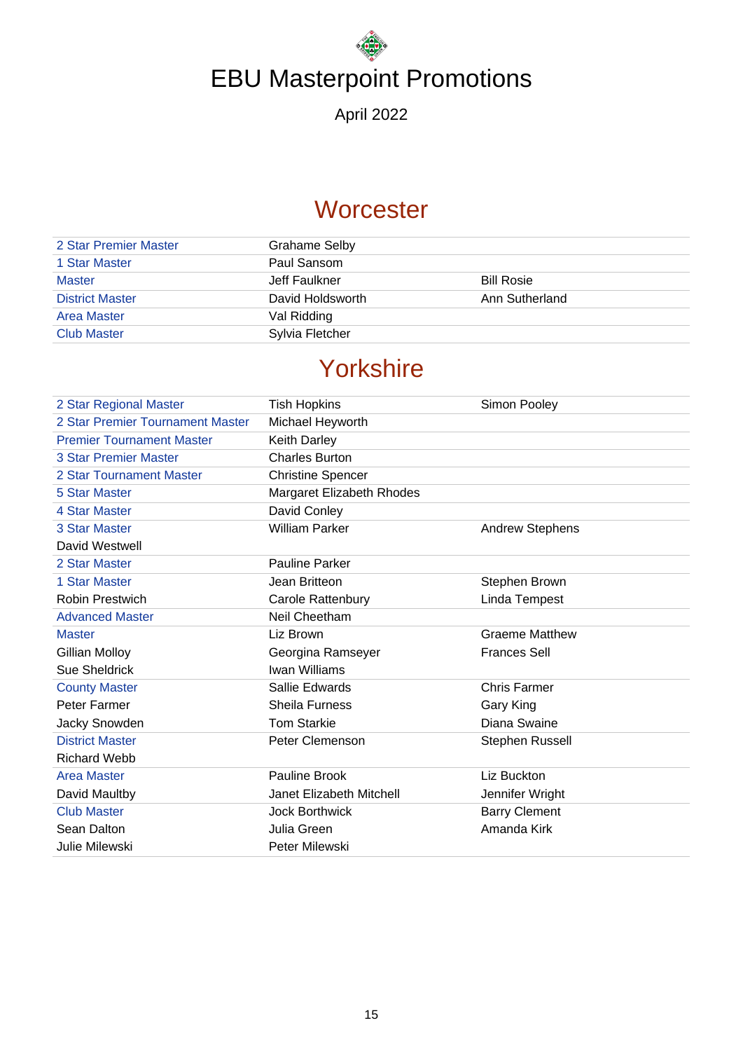# EBU Masterpoint Promotions

April 2022

## Worcester

| | | |
|---|---|---|
| 2 Star Premier Master | Grahame Selby | |
| 1 Star Master | Paul Sansom | |
| Master | Jeff Faulkner | Bill Rosie |
| District Master | David Holdsworth | Ann Sutherland |
| Area Master | Val Ridding | |
| Club Master | Sylvia Fletcher | |

## Yorkshire

| | | |
|---|---|---|
| 2 Star Regional Master | Tish Hopkins | Simon Pooley |
| 2 Star Premier Tournament Master | Michael Heyworth | |
| Premier Tournament Master | Keith Darley | |
| 3 Star Premier Master | Charles Burton | |
| 2 Star Tournament Master | Christine Spencer | |
| 5 Star Master | Margaret Elizabeth Rhodes | |
| 4 Star Master | David Conley | |
| 3 Star Master | William Parker | Andrew Stephens |
| David Westwell | | |
| 2 Star Master | Pauline Parker | |
| 1 Star Master | Jean Britteon | Stephen Brown |
| Robin Prestwich | Carole Rattenbury | Linda Tempest |
| Advanced Master | Neil Cheetham | |
| Master | Liz Brown | Graeme Matthew |
| Gillian Molloy | Georgina Ramseyer | Frances Sell |
| Sue Sheldrick | Iwan Williams | |
| County Master | Sallie Edwards | Chris Farmer |
| Peter Farmer | Sheila Furness | Gary King |
| Jacky Snowden | Tom Starkie | Diana Swaine |
| District Master | Peter Clemenson | Stephen Russell |
| Richard Webb | | |
| Area Master | Pauline Brook | Liz Buckton |
| David Maultby | Janet Elizabeth Mitchell | Jennifer Wright |
| Club Master | Jock Borthwick | Barry Clement |
| Sean Dalton | Julia Green | Amanda Kirk |
| Julie Milewski | Peter Milewski | |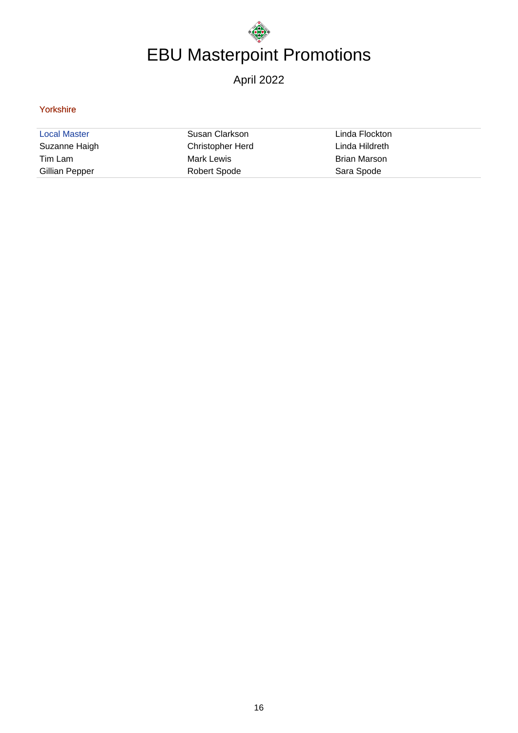# EBU Masterpoint Promotions

April 2022

## Yorkshire

| | | |
|---|---|---|
| Local Master | Susan Clarkson | Linda Flockton |
| Suzanne Haigh | Christopher Herd | Linda Hildreth |
| Tim Lam | Mark Lewis | Brian Marson |
| Gillian Pepper | Robert Spode | Sara Spode |